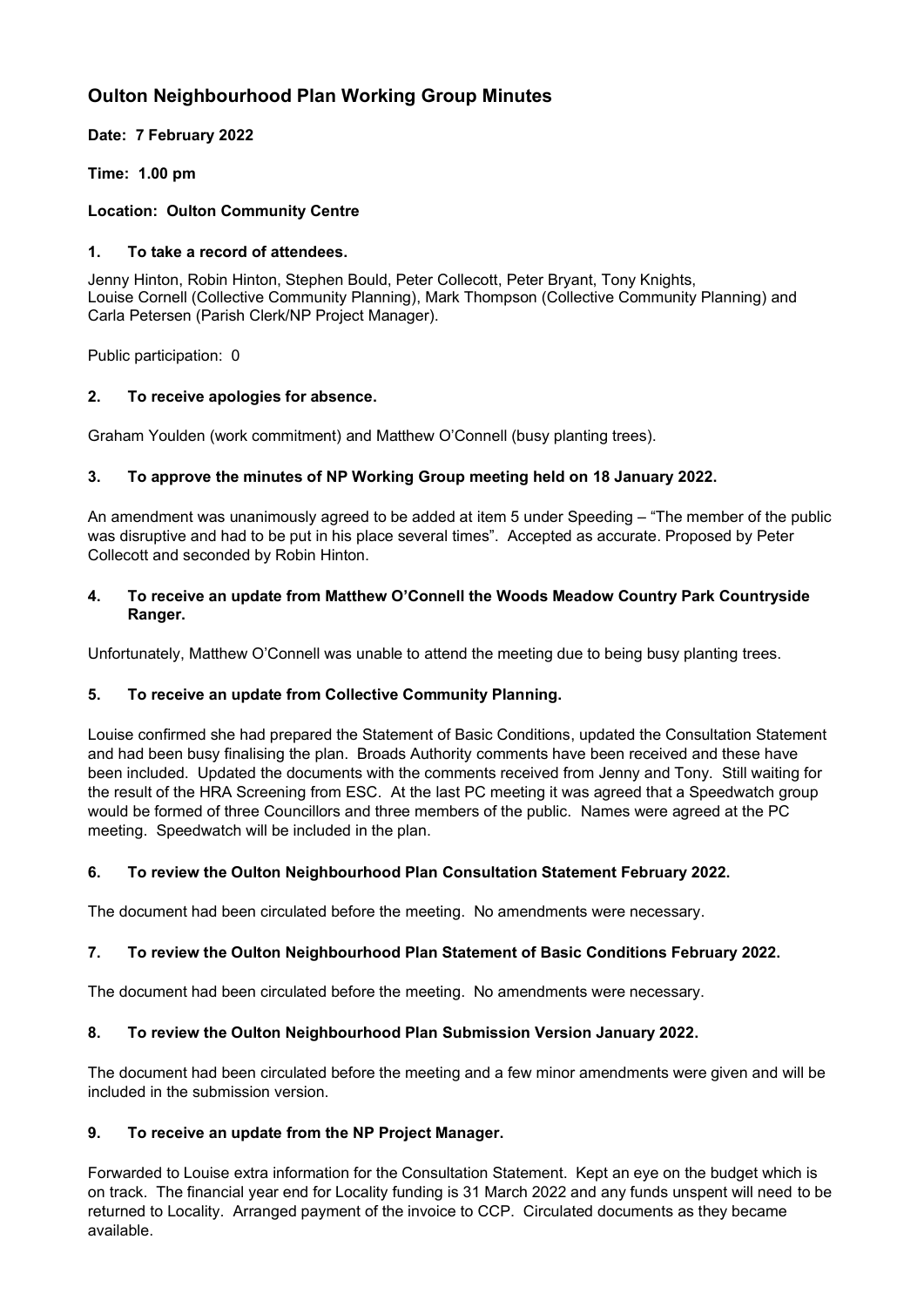# Oulton Neighbourhood Plan Working Group Minutes

**Date: 7 February 2022**

**Time: 1.00 pm**

**Location: Oulton Community Centre**

### 1. To take a record of attendees.

Jenny Hinton, Robin Hinton, Stephen Bould, Peter Collecott, Peter Bryant, Tony Knights, Louise Cornell (Collective Community Planning), Mark Thompson (Collective Community Planning) and Carla Petersen (Parish Clerk/NP Project Manager).

Public participation: 0

### 2. To receive apologies for absence.

Graham Youlden (work commitment) and Matthew O'Connell (busy planting trees).

### 3. To approve the minutes of NP Working Group meeting held on 18 January 2022.

An amendment was unanimously agreed to be added at item 5 under Speeding – "The member of the public was disruptive and had to be put in his place several times". Accepted as accurate. Proposed by Peter Collecott and seconded by Robin Hinton.

### 4. To receive an update from Matthew O'Connell the Woods Meadow Country Park Countryside Ranger.

Unfortunately, Matthew O'Connell was unable to attend the meeting due to being busy planting trees.

### 5. To receive an update from Collective Community Planning.

Louise confirmed she had prepared the Statement of Basic Conditions, updated the Consultation Statement and had been busy finalising the plan. Broads Authority comments have been received and these have been included. Updated the documents with the comments received from Jenny and Tony. Still waiting for the result of the HRA Screening from ESC. At the last PC meeting it was agreed that a Speedwatch group would be formed of three Councillors and three members of the public. Names were agreed at the PC meeting. Speedwatch will be included in the plan.

### 6. To review the Oulton Neighbourhood Plan Consultation Statement February 2022.

The document had been circulated before the meeting. No amendments were necessary.

### 7. To review the Oulton Neighbourhood Plan Statement of Basic Conditions February 2022.

The document had been circulated before the meeting. No amendments were necessary.

### 8. To review the Oulton Neighbourhood Plan Submission Version January 2022.

The document had been circulated before the meeting and a few minor amendments were given and will be included in the submission version.

### 9. To receive an update from the NP Project Manager.

Forwarded to Louise extra information for the Consultation Statement. Kept an eye on the budget which is on track. The financial year end for Locality funding is 31 March 2022 and any funds unspent will need to be returned to Locality. Arranged payment of the invoice to CCP. Circulated documents as they became available.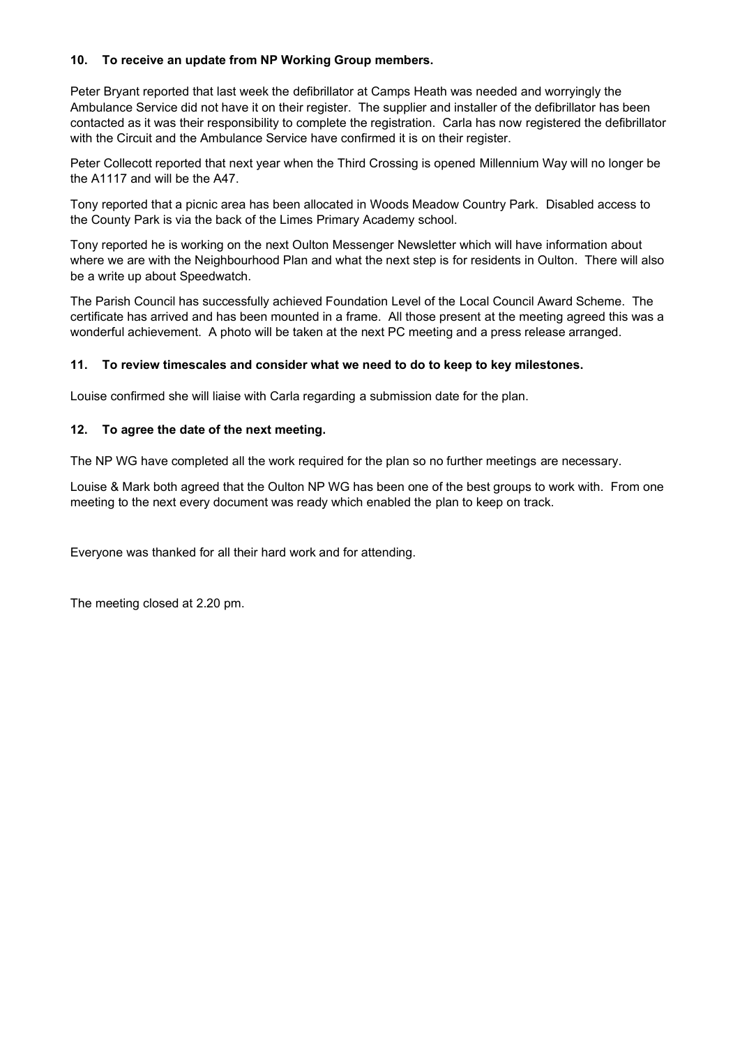**10. To receive an update from NP Working Group members.**

Peter Bryant reported that last week the defibrillator at Camps Heath was needed and worryingly the Ambulance Service did not have it on their register. The supplier and installer of the defibrillator has been contacted as it was their responsibility to complete the registration. Carla has now registered the defibrillator with the Circuit and the Ambulance Service have confirmed it is on their register.

Peter Collecott reported that next year when the Third Crossing is opened Millennium Way will no longer be the A1117 and will be the A47.

Tony reported that a picnic area has been allocated in Woods Meadow Country Park. Disabled access to the County Park is via the back of the Limes Primary Academy school.

Tony reported he is working on the next Oulton Messenger Newsletter which will have information about where we are with the Neighbourhood Plan and what the next step is for residents in Oulton. There will also be a write up about Speedwatch.

The Parish Council has successfully achieved Foundation Level of the Local Council Award Scheme. The certificate has arrived and has been mounted in a frame. All those present at the meeting agreed this was a wonderful achievement. A photo will be taken at the next PC meeting and a press release arranged.

**11. To review timescales and consider what we need to do to keep to key milestones.**

Louise confirmed she will liaise with Carla regarding a submission date for the plan.

**12. To agree the date of the next meeting.**

The NP WG have completed all the work required for the plan so no further meetings are necessary.

Louise & Mark both agreed that the Oulton NP WG has been one of the best groups to work with. From one meeting to the next every document was ready which enabled the plan to keep on track.

Everyone was thanked for all their hard work and for attending.

The meeting closed at 2.20 pm.